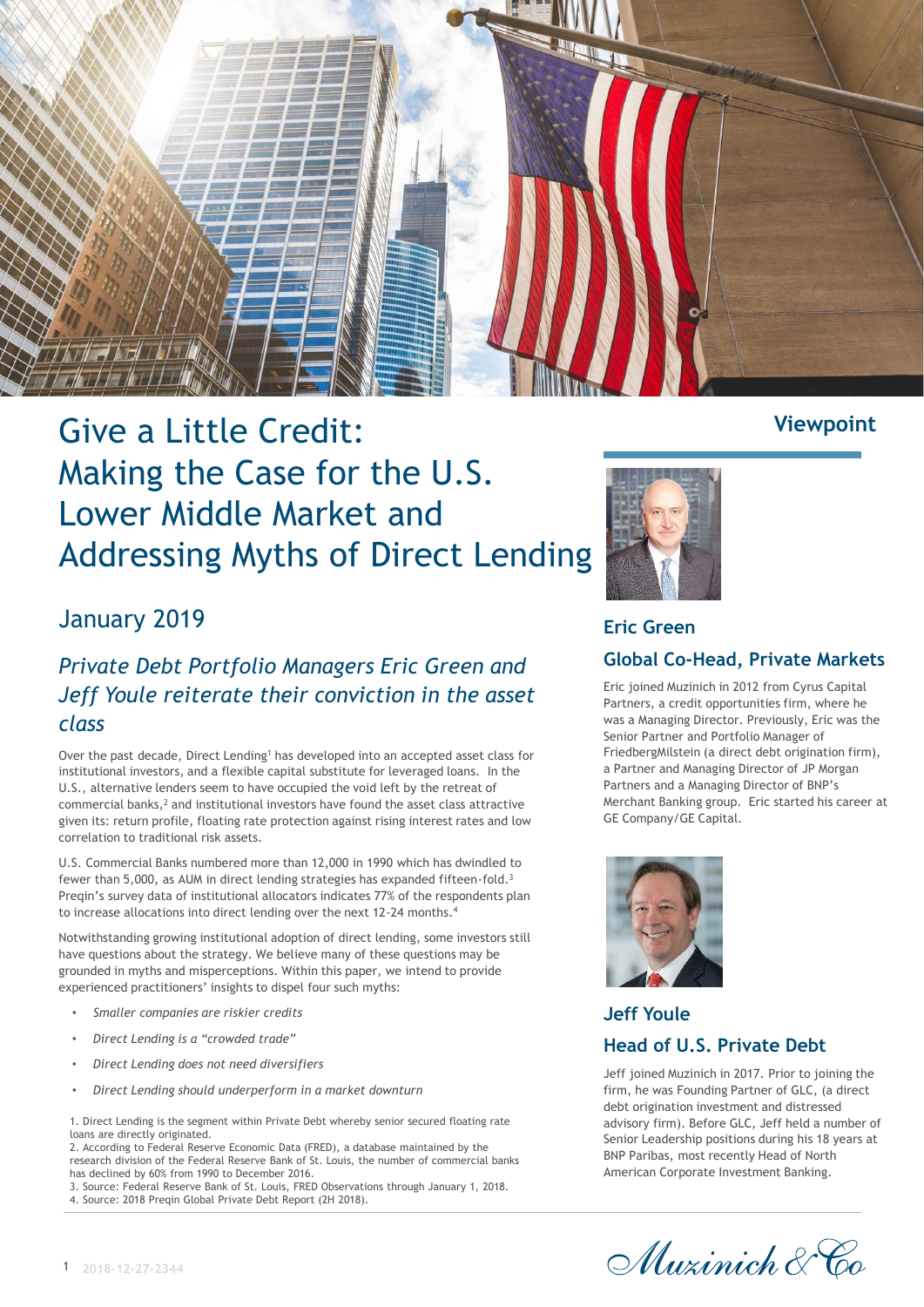# Give a Little Credit: Making the Case for the U.S. Lower Middle Market and Addressing Myths of Direct Lending

## January 2019

## *Private Debt Portfolio Managers Eric Green and Jeff Youle reiterate their conviction in the asset class*

Over the past decade, Direct Lending[1] has developed into an accepted asset class for institutional investors, and a flexible capital substitute for leveraged loans. In the U.S., alternative lenders seem to have occupied the void left by the retreat of commercial banks,[2] and institutional investors have found the asset class attractive given its: return profile, floating rate protection against rising interest rates and low correlation to traditional risk assets.

U.S. Commercial Banks numbered more than 12,000 in 1990 which has dwindled to fewer than 5,000, as AUM in direct lending strategies has expanded fifteen-fold.[3] Preqin's survey data of institutional allocators indicates 77% of the respondents plan to increase allocations into direct lending over the next 12-24 months.[4]

Notwithstanding growing institutional adoption of direct lending, some investors still have questions about the strategy. We believe many of these questions may be grounded in myths and misperceptions. Within this paper, we intend to provide experienced practitioners' insights to dispel four such myths:

- *Smaller companies are riskier credits*
- *Direct Lending is a "crowded trade"*
- *Direct Lending does not need diversifiers*
- *Direct Lending should underperform in a market downturn*

1. Direct Lending is the segment within Private Debt whereby senior secured floating rate loans are directly originated.
2. According to Federal Reserve Economic Data (FRED), a database maintained by the research division of the Federal Reserve Bank of St. Louis, the number of commercial banks has declined by 60% from 1990 to December 2016.
3. Source: Federal Reserve Bank of St. Louis, FRED Observations through January 1, 2018.
4. Source: 2018 Preqin Global Private Debt Report (2H 2018).

## Viewpoint

### Eric Green

### Global Co-Head, Private Markets

Eric joined Muzinich in 2012 from Cyrus Capital Partners, a credit opportunities firm, where he was a Managing Director. Previously, Eric was the Senior Partner and Portfolio Manager of FriedbergMilstein (a direct debt origination firm), a Partner and Managing Director of JP Morgan Partners and a Managing Director of BNP's Merchant Banking group. Eric started his career at GE Company/GE Capital.

### Jeff Youle

### Head of U.S. Private Debt

Jeff joined Muzinich in 2017. Prior to joining the firm, he was Founding Partner of GLC, (a direct debt origination investment and distressed advisory firm). Before GLC, Jeff held a number of Senior Leadership positions during his 18 years at BNP Paribas, most recently Head of North American Corporate Investment Banking.

2018-12-27-2344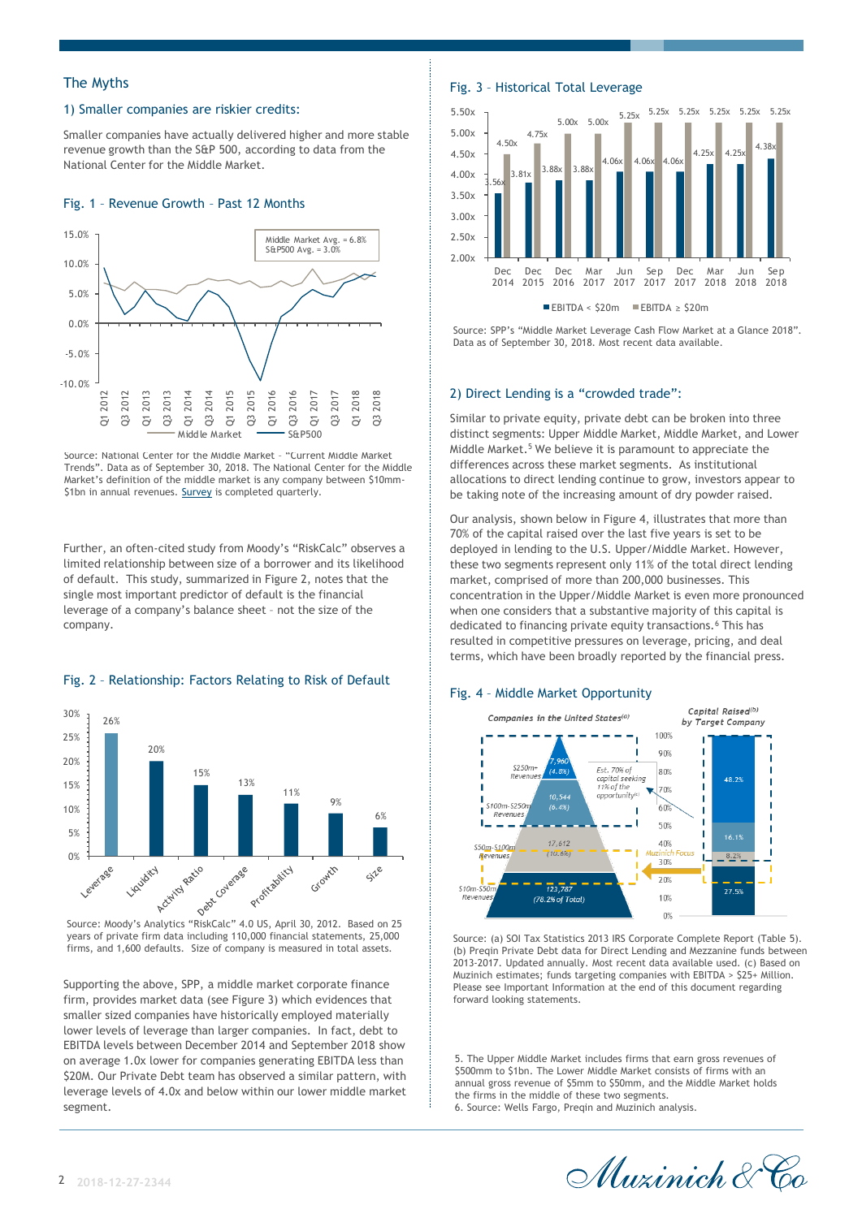## The Myths

### 1) Smaller companies are riskier credits:

Smaller companies have actually delivered higher and more stable revenue growth than the S&P 500, according to data from the National Center for the Middle Market.

#### Fig. 1 – Revenue Growth – Past 12 Months

Middle Market Avg. = 6.8%
S&P500 Avg. = 3.0%

Source: National Center for the Middle Market – "Current Middle Market Trends". Data as of September 30, 2018. The National Center for the Middle Market's definition of the middle market is any company between $10mm-$1bn in annual revenues. Survey is completed quarterly.

Further, an often-cited study from Moody's "RiskCalc" observes a limited relationship between size of a borrower and its likelihood of default. This study, summarized in Figure 2, notes that the single most important predictor of default is the financial leverage of a company's balance sheet - not the size of the company.

#### Fig. 2 – Relationship: Factors Relating to Risk of Default

| Factor | Relationship |
|---|---|
| Leverage | 26% |
| Liquidity | 20% |
| Activity Ratio | 15% |
| Debt Coverage | 13% |
| Profitability | 11% |
| Growth | 9% |
| Size | 6% |

Source: Moody's Analytics "RiskCalc" 4.0 US, April 30, 2012. Based on 25 years of private firm data including 110,000 financial statements, 25,000 firms, and 1,600 defaults. Size of company is measured in total assets.

Supporting the above, SPP, a middle market corporate finance firm, provides market data (see Figure 3) which evidences that smaller sized companies have historically employed materially lower levels of leverage than larger companies. In fact, debt to EBITDA levels between December 2014 and September 2018 show on average 1.0x lower for companies generating EBITDA less than $20M. Our Private Debt team has observed a similar pattern, with leverage levels of 4.0x and below within our lower middle market segment.

#### Fig. 3 – Historical Total Leverage

| | Dec 2014 | Dec 2015 | Dec 2016 | Mar 2017 | Jun 2017 | Sep 2017 | Dec 2017 | Mar 2018 | Jun 2018 | Sep 2018 |
|---|---|---|---|---|---|---|---|---|---|---|
| EBITDA < $20m | 3.56x | 3.81x | 3.88x | 3.88x | 4.06x | 4.06x | 4.06x | 4.25x | 4.25x | 4.38x |
| EBITDA ≥ $20m | 4.50x | 4.75x | 5.00x | 5.00x | 5.25x | 5.25x | 5.25x | 5.25x | 5.25x | 5.25x |

Source: SPP's "Middle Market Leverage Cash Flow Market at a Glance 2018". Data as of September 30, 2018. Most recent data available.

### 2) Direct Lending is a "crowded trade":

Similar to private equity, private debt can be broken into three distinct segments: Upper Middle Market, Middle Market, and Lower Middle Market.[5] We believe it is paramount to appreciate the differences across these market segments. As institutional allocations to direct lending continue to grow, investors appear to be taking note of the increasing amount of dry powder raised.

Our analysis, shown below in Figure 4, illustrates that more than 70% of the capital raised over the last five years is set to be deployed in lending to the U.S. Upper/Middle Market. However, these two segments represent only 11% of the total direct lending market, comprised of more than 200,000 businesses. This concentration in the Upper/Middle Market is even more pronounced when one considers that a substantive majority of this capital is dedicated to financing private equity transactions.[6] This has resulted in competitive pressures on leverage, pricing, and deal terms, which have been broadly reported by the financial press.

#### Fig. 4 – Middle Market Opportunity

*Companies in the United States*[(a)] / *Capital Raised*[(b)] *by Target Company*

| Segment | Companies in the United States | Capital Raised by Target Company |
|---|---|---|
| $250m+ Revenues | 7,960 (4.8%) | 48.2% |
| $100m-$250m Revenues | 10,544 (6.4%) | 16.1% |
| $50m-$100m Revenues | 17,612 (10.6%) | 8.2% |
| $10m-$50m Revenues | 123,787 (78.2% of Total) | 27.5% |

Est. 70% of capital seeking 11% of the opportunity[(c)]

Muzinich Focus

Source: (a) SOI Tax Statistics 2013 IRS Corporate Complete Report (Table 5). (b) Preqin Private Debt data for Direct Lending and Mezzanine funds between 2013-2017. Updated annually. Most recent data available used. (c) Based on Muzinich estimates; funds targeting companies with EBITDA > $25+ Million. Please see Important Information at the end of this document regarding forward looking statements.

5. The Upper Middle Market includes firms that earn gross revenues of $500mm to $1bn. The Lower Middle Market consists of firms with an annual gross revenue of $5mm to $50mm, and the Middle Market holds the firms in the middle of these two segments.
6. Source: Wells Fargo, Preqin and Muzinich analysis.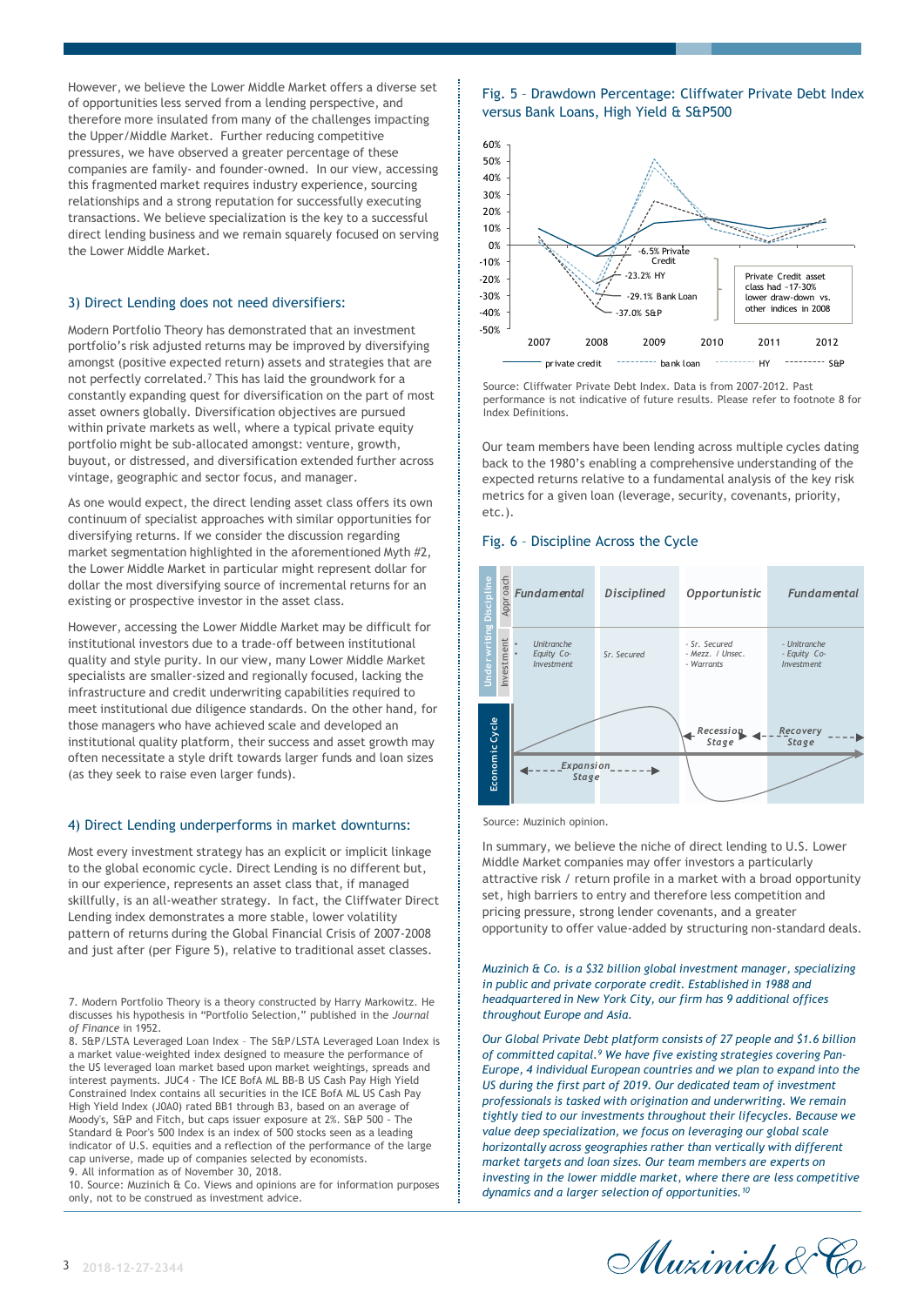However, we believe the Lower Middle Market offers a diverse set of opportunities less served from a lending perspective, and therefore more insulated from many of the challenges impacting the Upper/Middle Market. Further reducing competitive pressures, we have observed a greater percentage of these companies are family- and founder-owned. In our view, accessing this fragmented market requires industry experience, sourcing relationships and a strong reputation for successfully executing transactions. We believe specialization is the key to a successful direct lending business and we remain squarely focused on serving the Lower Middle Market.

### 3) Direct Lending does not need diversifiers:

Modern Portfolio Theory has demonstrated that an investment portfolio's risk adjusted returns may be improved by diversifying amongst (positive expected return) assets and strategies that are not perfectly correlated.[7] This has laid the groundwork for a constantly expanding quest for diversification on the part of most asset owners globally. Diversification objectives are pursued within private markets as well, where a typical private equity portfolio might be sub-allocated amongst: venture, growth, buyout, or distressed, and diversification extended further across vintage, geographic and sector focus, and manager.

As one would expect, the direct lending asset class offers its own continuum of specialist approaches with similar opportunities for diversifying returns. If we consider the discussion regarding market segmentation highlighted in the aforementioned Myth #2, the Lower Middle Market in particular might represent dollar for dollar the most diversifying source of incremental returns for an existing or prospective investor in the asset class.

However, accessing the Lower Middle Market may be difficult for institutional investors due to a trade-off between institutional quality and style purity. In our view, many Lower Middle Market specialists are smaller-sized and regionally focused, lacking the infrastructure and credit underwriting capabilities required to meet institutional due diligence standards. On the other hand, for those managers who have achieved scale and developed an institutional quality platform, their success and asset growth may often necessitate a style drift towards larger funds and loan sizes (as they seek to raise even larger funds).

### 4) Direct Lending underperforms in market downturns:

Most every investment strategy has an explicit or implicit linkage to the global economic cycle. Direct Lending is no different but, in our experience, represents an asset class that, if managed skillfully, is an all-weather strategy. In fact, the Cliffwater Direct Lending index demonstrates a more stable, lower volatility pattern of returns during the Global Financial Crisis of 2007-2008 and just after (per Figure 5), relative to traditional asset classes.

### Fig. 5 – Drawdown Percentage: Cliffwater Private Debt Index versus Bank Loans, High Yield & S&P500

Source: Cliffwater Private Debt Index. Data is from 2007-2012. Past performance is not indicative of future results. Please refer to footnote 8 for Index Definitions.

Our team members have been lending across multiple cycles dating back to the 1980's enabling a comprehensive understanding of the expected returns relative to a fundamental analysis of the key risk metrics for a given loan (leverage, security, covenants, priority, etc.).

### Fig. 6 – Discipline Across the Cycle

Source: Muzinich opinion.

In summary, we believe the niche of direct lending to U.S. Lower Middle Market companies may offer investors a particularly attractive risk / return profile in a market with a broad opportunity set, high barriers to entry and therefore less competition and pricing pressure, strong lender covenants, and a greater opportunity to offer value-added by structuring non-standard deals.

*Muzinich & Co. is a $32 billion global investment manager, specializing in public and private corporate credit. Established in 1988 and headquartered in New York City, our firm has 9 additional offices throughout Europe and Asia.*

*Our Global Private Debt platform consists of 27 people and $1.6 billion of committed capital.[9] We have five existing strategies covering Pan-Europe, 4 individual European countries and we plan to expand into the US during the first part of 2019. Our dedicated team of investment professionals is tasked with origination and underwriting. We remain tightly tied to our investments throughout their lifecycles. Because we value deep specialization, we focus on leveraging our global scale horizontally across geographies rather than vertically with different market targets and loan sizes. Our team members are experts on investing in the lower middle market, where there are less competitive dynamics and a larger selection of opportunities.[10]*

---

7. Modern Portfolio Theory is a theory constructed by Harry Markowitz. He discusses his hypothesis in "Portfolio Selection," published in the *Journal of Finance* in 1952.
8. S&P/LSTA Leveraged Loan Index – The S&P/LSTA Leveraged Loan Index is a market value-weighted index designed to measure the performance of the US leveraged loan market based upon market weightings, spreads and interest payments. JUC4 - The ICE BofA ML BB-B US Cash Pay High Yield Constrained Index contains all securities in the ICE BofA ML US Cash Pay High Yield Index (J0A0) rated BB1 through B3, based on an average of Moody's, S&P and Fitch, but caps issuer exposure at 2%. S&P 500 - The Standard & Poor's 500 Index is an index of 500 stocks seen as a leading indicator of U.S. equities and a reflection of the performance of the large cap universe, made up of companies selected by economists.
9. All information as of November 30, 2018.
10. Source: Muzinich & Co. Views and opinions are for information purposes only, not to be construed as investment advice.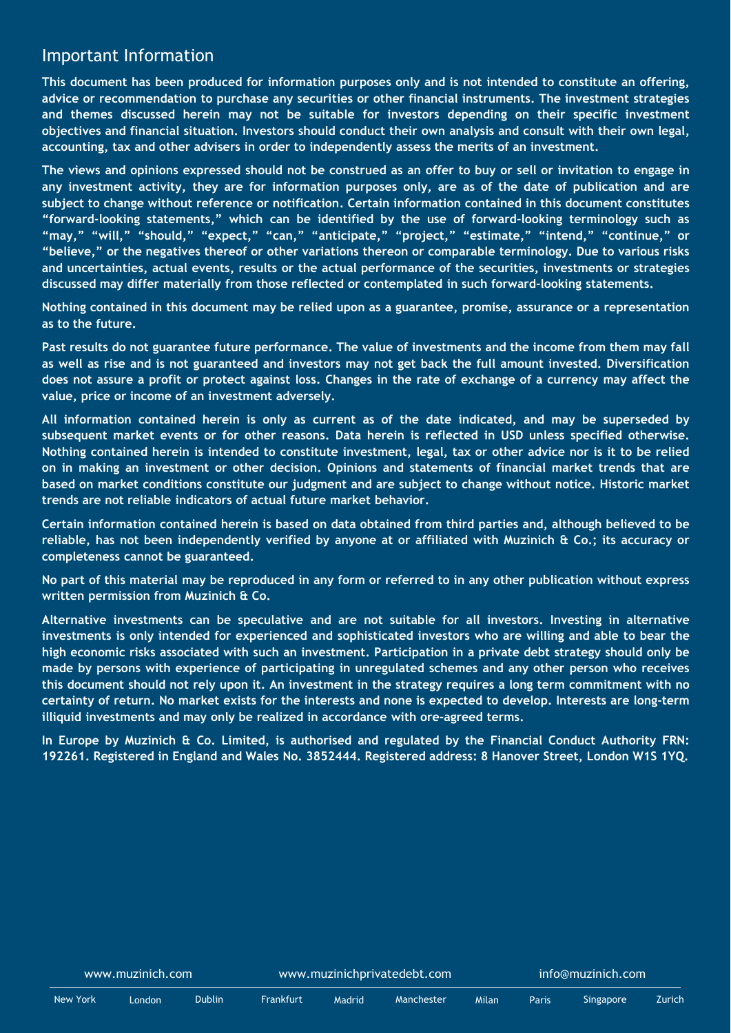## Important Information

**This document has been produced for information purposes only and is not intended to constitute an offering, advice or recommendation to purchase any securities or other financial instruments. The investment strategies and themes discussed herein may not be suitable for investors depending on their specific investment objectives and financial situation. Investors should conduct their own analysis and consult with their own legal, accounting, tax and other advisers in order to independently assess the merits of an investment.**

**The views and opinions expressed should not be construed as an offer to buy or sell or invitation to engage in any investment activity, they are for information purposes only, are as of the date of publication and are subject to change without reference or notification. Certain information contained in this document constitutes "forward-looking statements," which can be identified by the use of forward-looking terminology such as "may," "will," "should," "expect," "can," "anticipate," "project," "estimate," "intend," "continue," or "believe," or the negatives thereof or other variations thereon or comparable terminology. Due to various risks and uncertainties, actual events, results or the actual performance of the securities, investments or strategies discussed may differ materially from those reflected or contemplated in such forward-looking statements.**

**Nothing contained in this document may be relied upon as a guarantee, promise, assurance or a representation as to the future.**

**Past results do not guarantee future performance. The value of investments and the income from them may fall as well as rise and is not guaranteed and investors may not get back the full amount invested. Diversification does not assure a profit or protect against loss. Changes in the rate of exchange of a currency may affect the value, price or income of an investment adversely.**

**All information contained herein is only as current as of the date indicated, and may be superseded by subsequent market events or for other reasons. Data herein is reflected in USD unless specified otherwise. Nothing contained herein is intended to constitute investment, legal, tax or other advice nor is it to be relied on in making an investment or other decision. Opinions and statements of financial market trends that are based on market conditions constitute our judgment and are subject to change without notice. Historic market trends are not reliable indicators of actual future market behavior.**

**Certain information contained herein is based on data obtained from third parties and, although believed to be reliable, has not been independently verified by anyone at or affiliated with Muzinich & Co.; its accuracy or completeness cannot be guaranteed.**

**No part of this material may be reproduced in any form or referred to in any other publication without express written permission from Muzinich & Co.**

**Alternative investments can be speculative and are not suitable for all investors. Investing in alternative investments is only intended for experienced and sophisticated investors who are willing and able to bear the high economic risks associated with such an investment. Participation in a private debt strategy should only be made by persons with experience of participating in unregulated schemes and any other person who receives this document should not rely upon it. An investment in the strategy requires a long term commitment with no certainty of return. No market exists for the interests and none is expected to develop. Interests are long-term illiquid investments and may only be realized in accordance with ore-agreed terms.**

**In Europe by Muzinich & Co. Limited, is authorised and regulated by the Financial Conduct Authority FRN: 192261. Registered in England and Wales No. 3852444. Registered address: 8 Hanover Street, London W1S 1YQ.**

www.muzinich.com www.muzinichprivatedebt.com info@muzinich.com

New York London Dublin Frankfurt Madrid Manchester Milan Paris Singapore Zurich